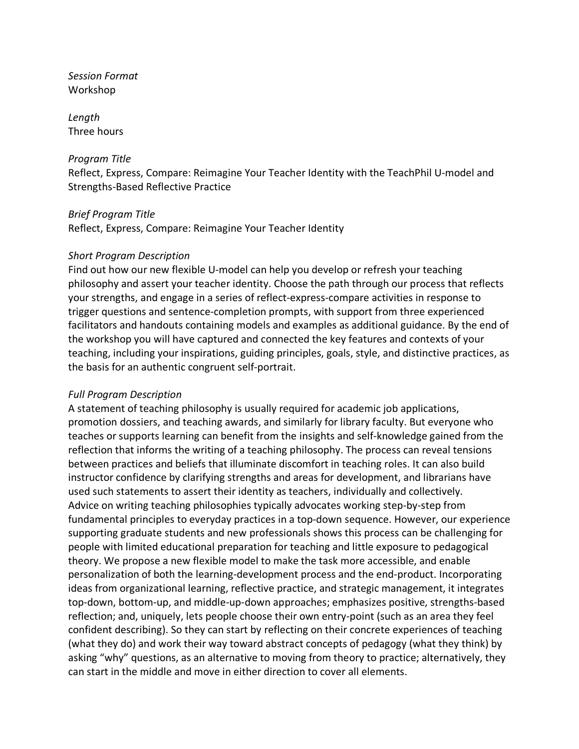*Session Format*
Workshop

*Length*
Three hours

*Program Title*
Reflect, Express, Compare: Reimagine Your Teacher Identity with the TeachPhil U-model and Strengths-Based Reflective Practice

*Brief Program Title*
Reflect, Express, Compare: Reimagine Your Teacher Identity

*Short Program Description*
Find out how our new flexible U-model can help you develop or refresh your teaching philosophy and assert your teacher identity. Choose the path through our process that reflects your strengths, and engage in a series of reflect-express-compare activities in response to trigger questions and sentence-completion prompts, with support from three experienced facilitators and handouts containing models and examples as additional guidance. By the end of the workshop you will have captured and connected the key features and contexts of your teaching, including your inspirations, guiding principles, goals, style, and distinctive practices, as the basis for an authentic congruent self-portrait.

*Full Program Description*
A statement of teaching philosophy is usually required for academic job applications, promotion dossiers, and teaching awards, and similarly for library faculty. But everyone who teaches or supports learning can benefit from the insights and self-knowledge gained from the reflection that informs the writing of a teaching philosophy. The process can reveal tensions between practices and beliefs that illuminate discomfort in teaching roles. It can also build instructor confidence by clarifying strengths and areas for development, and librarians have used such statements to assert their identity as teachers, individually and collectively.
Advice on writing teaching philosophies typically advocates working step-by-step from fundamental principles to everyday practices in a top-down sequence. However, our experience supporting graduate students and new professionals shows this process can be challenging for people with limited educational preparation for teaching and little exposure to pedagogical theory. We propose a new flexible model to make the task more accessible, and enable personalization of both the learning-development process and the end-product. Incorporating ideas from organizational learning, reflective practice, and strategic management, it integrates top-down, bottom-up, and middle-up-down approaches; emphasizes positive, strengths-based reflection; and, uniquely, lets people choose their own entry-point (such as an area they feel confident describing). So they can start by reflecting on their concrete experiences of teaching (what they do) and work their way toward abstract concepts of pedagogy (what they think) by asking "why" questions, as an alternative to moving from theory to practice; alternatively, they can start in the middle and move in either direction to cover all elements.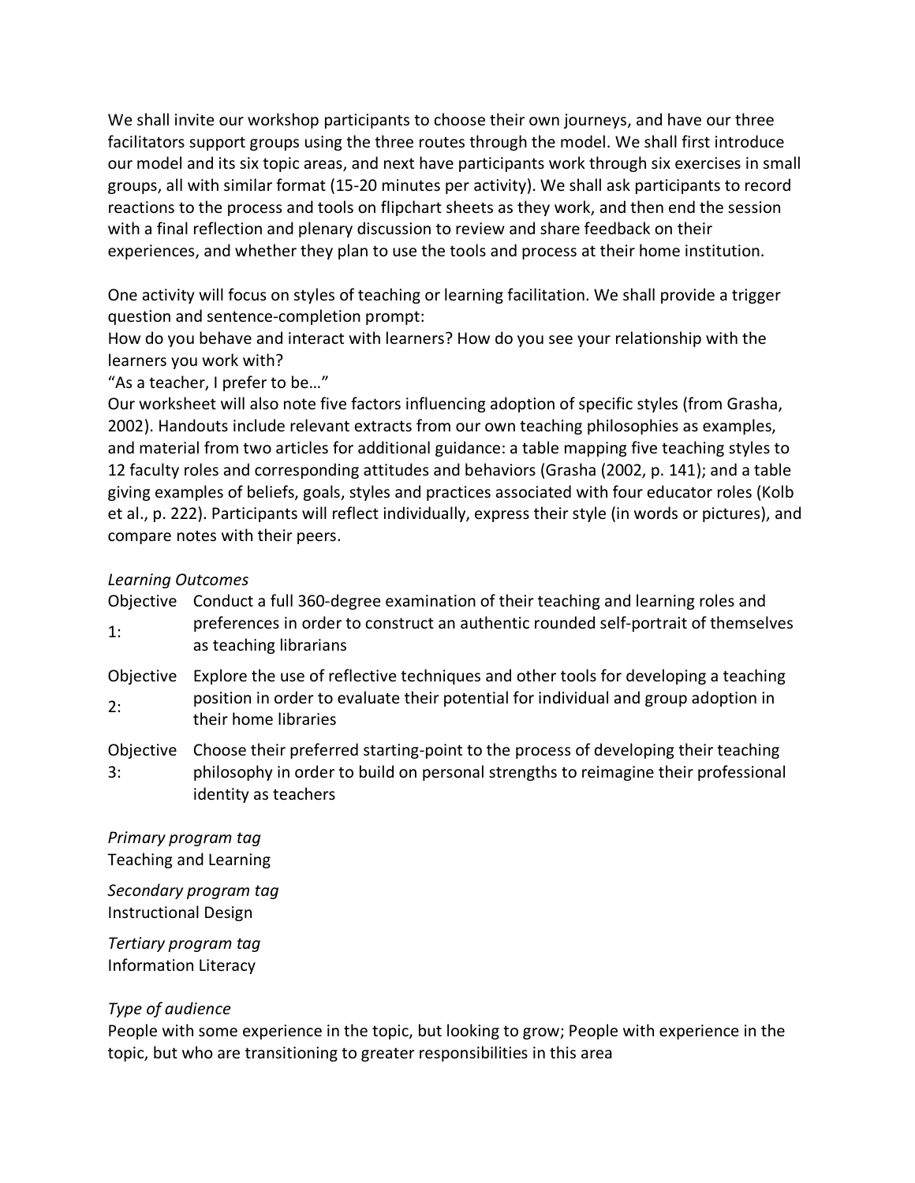We shall invite our workshop participants to choose their own journeys, and have our three facilitators support groups using the three routes through the model. We shall first introduce our model and its six topic areas, and next have participants work through six exercises in small groups, all with similar format (15-20 minutes per activity). We shall ask participants to record reactions to the process and tools on flipchart sheets as they work, and then end the session with a final reflection and plenary discussion to review and share feedback on their experiences, and whether they plan to use the tools and process at their home institution.

One activity will focus on styles of teaching or learning facilitation. We shall provide a trigger question and sentence-completion prompt:
How do you behave and interact with learners? How do you see your relationship with the learners you work with?
"As a teacher, I prefer to be…"
Our worksheet will also note five factors influencing adoption of specific styles (from Grasha, 2002). Handouts include relevant extracts from our own teaching philosophies as examples, and material from two articles for additional guidance: a table mapping five teaching styles to 12 faculty roles and corresponding attitudes and behaviors (Grasha (2002, p. 141); and a table giving examples of beliefs, goals, styles and practices associated with four educator roles (Kolb et al., p. 222). Participants will reflect individually, express their style (in words or pictures), and compare notes with their peers.

*Learning Outcomes*

| | |
|---|---|
| Objective 1: | Conduct a full 360-degree examination of their teaching and learning roles and preferences in order to construct an authentic rounded self-portrait of themselves as teaching librarians |
| Objective 2: | Explore the use of reflective techniques and other tools for developing a teaching position in order to evaluate their potential for individual and group adoption in their home libraries |
| Objective 3: | Choose their preferred starting-point to the process of developing their teaching philosophy in order to build on personal strengths to reimagine their professional identity as teachers |

*Primary program tag*
Teaching and Learning

*Secondary program tag*
Instructional Design

*Tertiary program tag*
Information Literacy

*Type of audience*
People with some experience in the topic, but looking to grow; People with experience in the topic, but who are transitioning to greater responsibilities in this area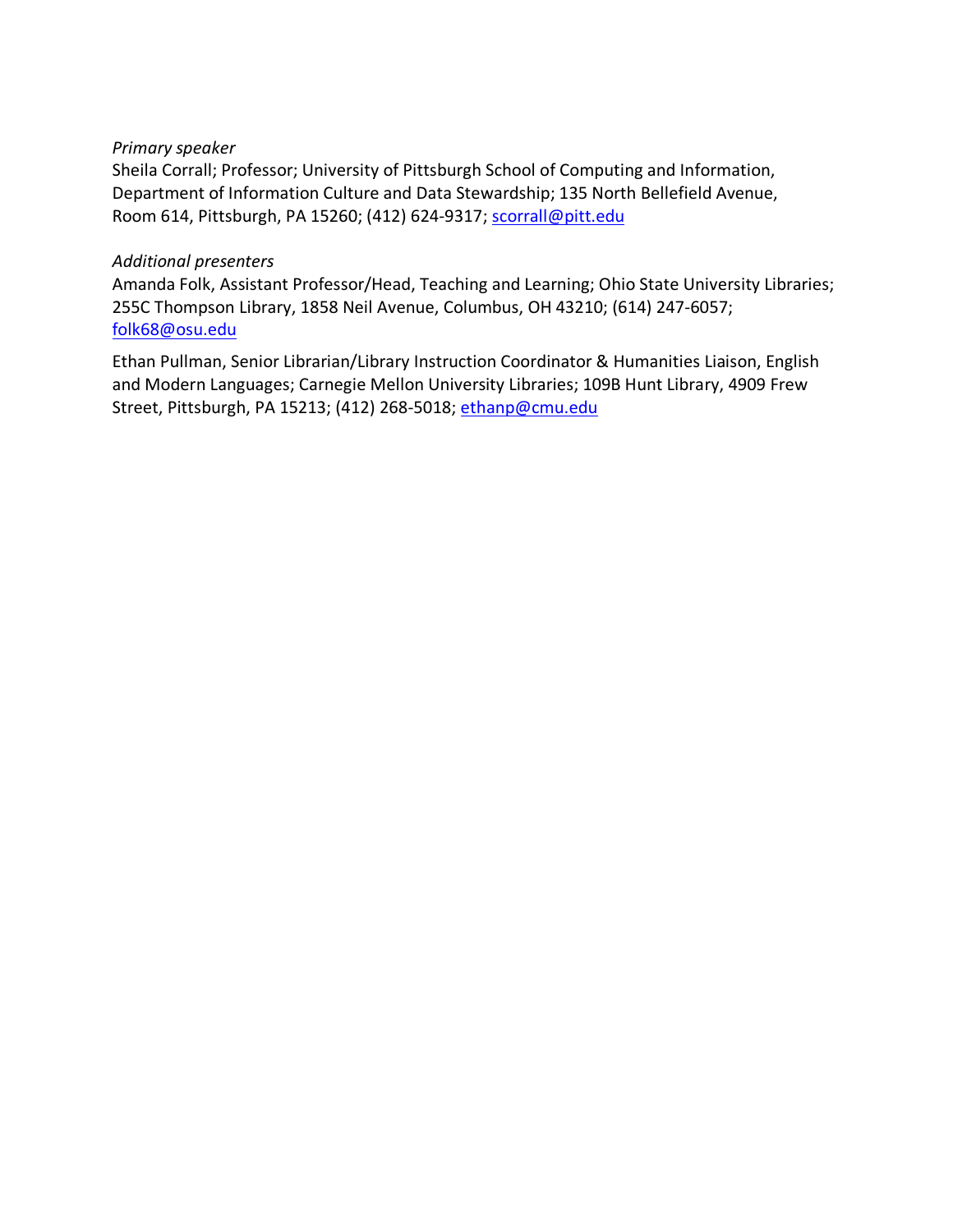*Primary speaker*

Sheila Corrall; Professor; University of Pittsburgh School of Computing and Information, Department of Information Culture and Data Stewardship; 135 North Bellefield Avenue, Room 614, Pittsburgh, PA 15260; (412) 624-9317; scorrall@pitt.edu

*Additional presenters*

Amanda Folk, Assistant Professor/Head, Teaching and Learning; Ohio State University Libraries; 255C Thompson Library, 1858 Neil Avenue, Columbus, OH 43210; (614) 247-6057; folk68@osu.edu

Ethan Pullman, Senior Librarian/Library Instruction Coordinator & Humanities Liaison, English and Modern Languages; Carnegie Mellon University Libraries; 109B Hunt Library, 4909 Frew Street, Pittsburgh, PA 15213; (412) 268-5018; ethanp@cmu.edu